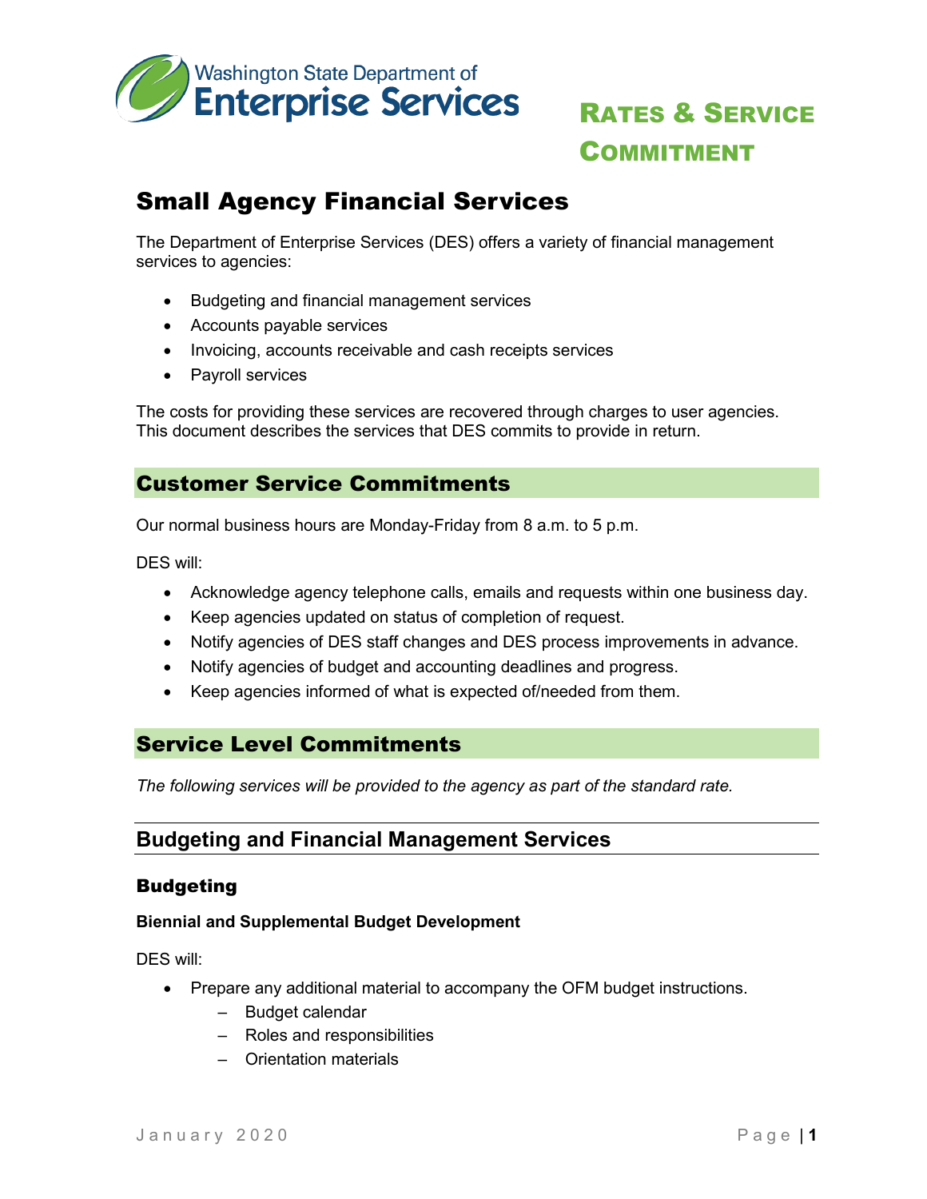Washington State Department of Enterprise Services

# Rates & Service Commitment

# Small Agency Financial Services

The Department of Enterprise Services (DES) offers a variety of financial management services to agencies:

- Budgeting and financial management services
- Accounts payable services
- Invoicing, accounts receivable and cash receipts services
- Payroll services

The costs for providing these services are recovered through charges to user agencies. This document describes the services that DES commits to provide in return.

## Customer Service Commitments

Our normal business hours are Monday-Friday from 8 a.m. to 5 p.m.

DES will:

- Acknowledge agency telephone calls, emails and requests within one business day.
- Keep agencies updated on status of completion of request.
- Notify agencies of DES staff changes and DES process improvements in advance.
- Notify agencies of budget and accounting deadlines and progress.
- Keep agencies informed of what is expected of/needed from them.

## Service Level Commitments

*The following services will be provided to the agency as part of the standard rate.*

## Budgeting and Financial Management Services

### Budgeting

#### Biennial and Supplemental Budget Development

DES will:

- Prepare any additional material to accompany the OFM budget instructions.
  - Budget calendar
  - Roles and responsibilities
  - Orientation materials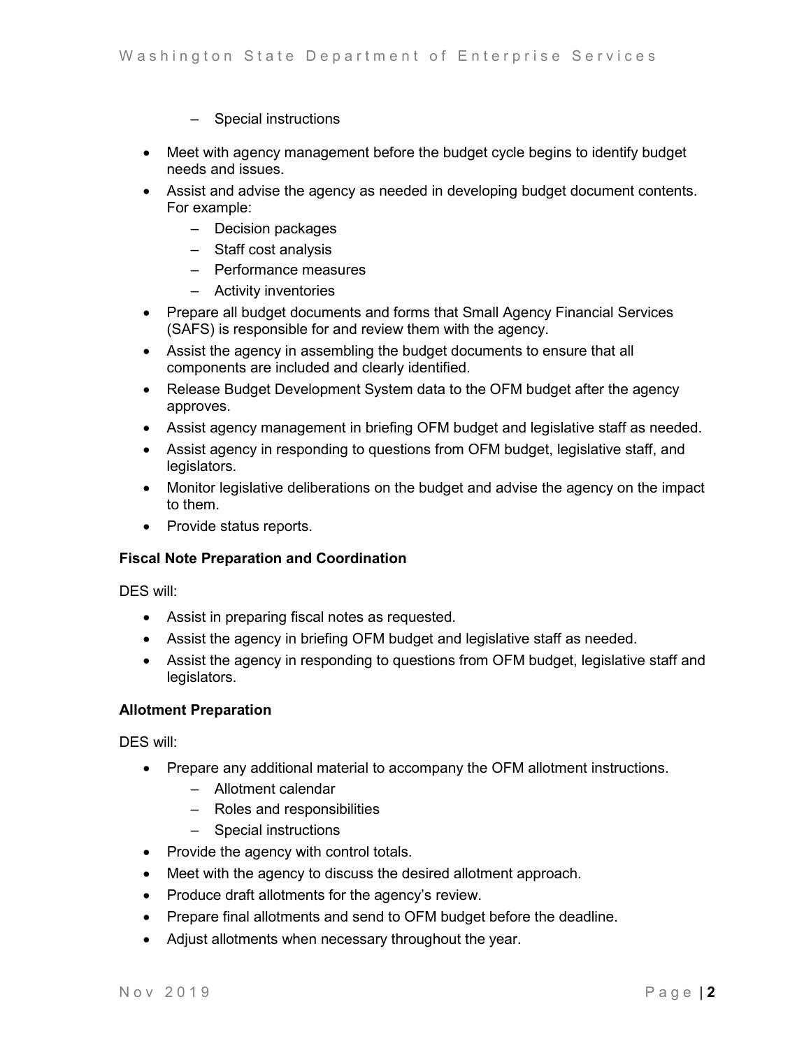- Special instructions

- Meet with agency management before the budget cycle begins to identify budget needs and issues.
- Assist and advise the agency as needed in developing budget document contents. For example:
  - Decision packages
  - Staff cost analysis
  - Performance measures
  - Activity inventories
- Prepare all budget documents and forms that Small Agency Financial Services (SAFS) is responsible for and review them with the agency.
- Assist the agency in assembling the budget documents to ensure that all components are included and clearly identified.
- Release Budget Development System data to the OFM budget after the agency approves.
- Assist agency management in briefing OFM budget and legislative staff as needed.
- Assist agency in responding to questions from OFM budget, legislative staff, and legislators.
- Monitor legislative deliberations on the budget and advise the agency on the impact to them.
- Provide status reports.

**Fiscal Note Preparation and Coordination**

DES will:

- Assist in preparing fiscal notes as requested.
- Assist the agency in briefing OFM budget and legislative staff as needed.
- Assist the agency in responding to questions from OFM budget, legislative staff and legislators.

**Allotment Preparation**

DES will:

- Prepare any additional material to accompany the OFM allotment instructions.
  - Allotment calendar
  - Roles and responsibilities
  - Special instructions
- Provide the agency with control totals.
- Meet with the agency to discuss the desired allotment approach.
- Produce draft allotments for the agency's review.
- Prepare final allotments and send to OFM budget before the deadline.
- Adjust allotments when necessary throughout the year.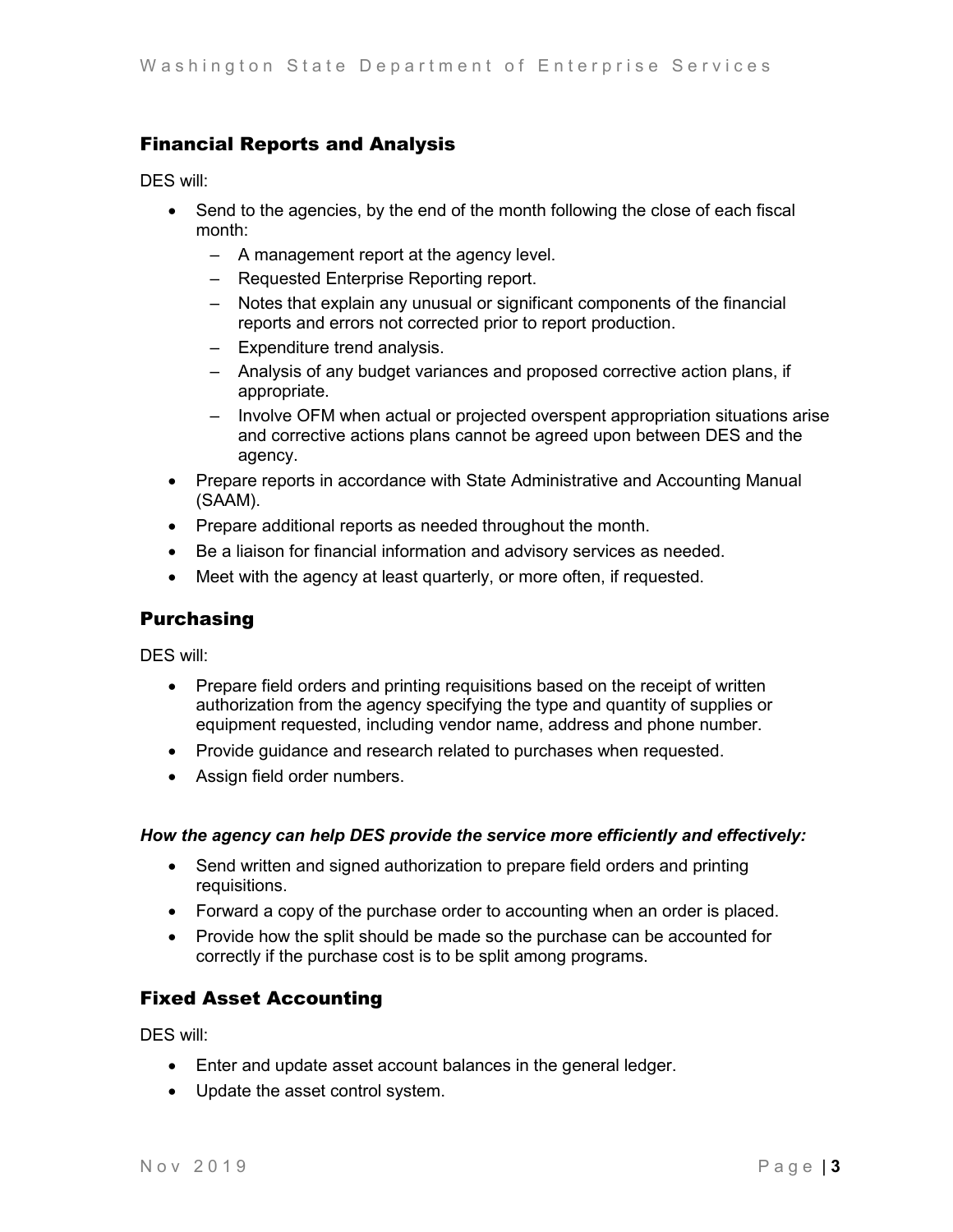## Financial Reports and Analysis

DES will:

- Send to the agencies, by the end of the month following the close of each fiscal month:
  - A management report at the agency level.
  - Requested Enterprise Reporting report.
  - Notes that explain any unusual or significant components of the financial reports and errors not corrected prior to report production.
  - Expenditure trend analysis.
  - Analysis of any budget variances and proposed corrective action plans, if appropriate.
  - Involve OFM when actual or projected overspent appropriation situations arise and corrective actions plans cannot be agreed upon between DES and the agency.
- Prepare reports in accordance with State Administrative and Accounting Manual (SAAM).
- Prepare additional reports as needed throughout the month.
- Be a liaison for financial information and advisory services as needed.
- Meet with the agency at least quarterly, or more often, if requested.

## Purchasing

DES will:

- Prepare field orders and printing requisitions based on the receipt of written authorization from the agency specifying the type and quantity of supplies or equipment requested, including vendor name, address and phone number.
- Provide guidance and research related to purchases when requested.
- Assign field order numbers.

***How the agency can help DES provide the service more efficiently and effectively:***

- Send written and signed authorization to prepare field orders and printing requisitions.
- Forward a copy of the purchase order to accounting when an order is placed.
- Provide how the split should be made so the purchase can be accounted for correctly if the purchase cost is to be split among programs.

## Fixed Asset Accounting

DES will:

- Enter and update asset account balances in the general ledger.
- Update the asset control system.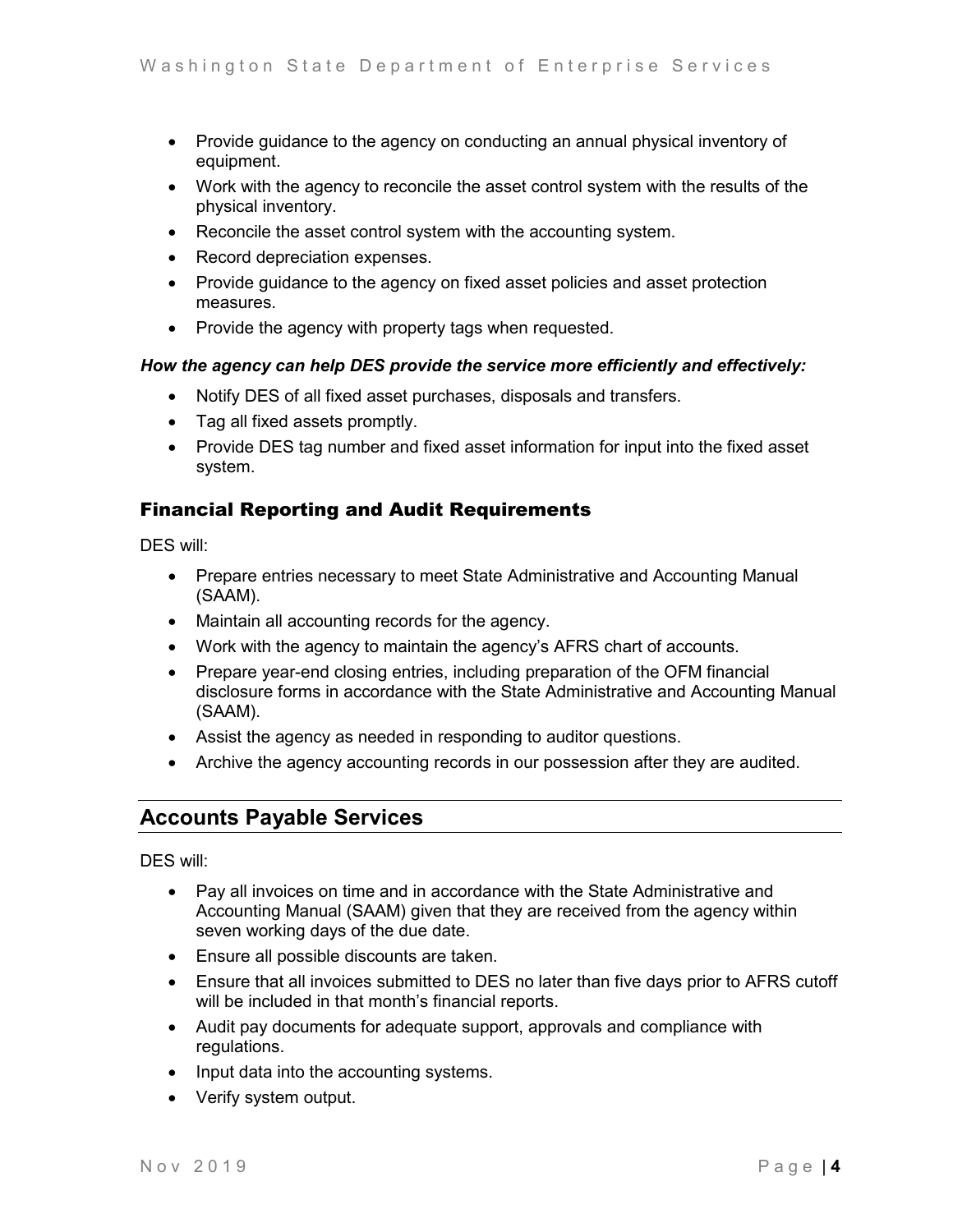- Provide guidance to the agency on conducting an annual physical inventory of equipment.
- Work with the agency to reconcile the asset control system with the results of the physical inventory.
- Reconcile the asset control system with the accounting system.
- Record depreciation expenses.
- Provide guidance to the agency on fixed asset policies and asset protection measures.
- Provide the agency with property tags when requested.

***How the agency can help DES provide the service more efficiently and effectively:***

- Notify DES of all fixed asset purchases, disposals and transfers.
- Tag all fixed assets promptly.
- Provide DES tag number and fixed asset information for input into the fixed asset system.

### Financial Reporting and Audit Requirements

DES will:

- Prepare entries necessary to meet State Administrative and Accounting Manual (SAAM).
- Maintain all accounting records for the agency.
- Work with the agency to maintain the agency's AFRS chart of accounts.
- Prepare year-end closing entries, including preparation of the OFM financial disclosure forms in accordance with the State Administrative and Accounting Manual (SAAM).
- Assist the agency as needed in responding to auditor questions.
- Archive the agency accounting records in our possession after they are audited.

## Accounts Payable Services

DES will:

- Pay all invoices on time and in accordance with the State Administrative and Accounting Manual (SAAM) given that they are received from the agency within seven working days of the due date.
- Ensure all possible discounts are taken.
- Ensure that all invoices submitted to DES no later than five days prior to AFRS cutoff will be included in that month's financial reports.
- Audit pay documents for adequate support, approvals and compliance with regulations.
- Input data into the accounting systems.
- Verify system output.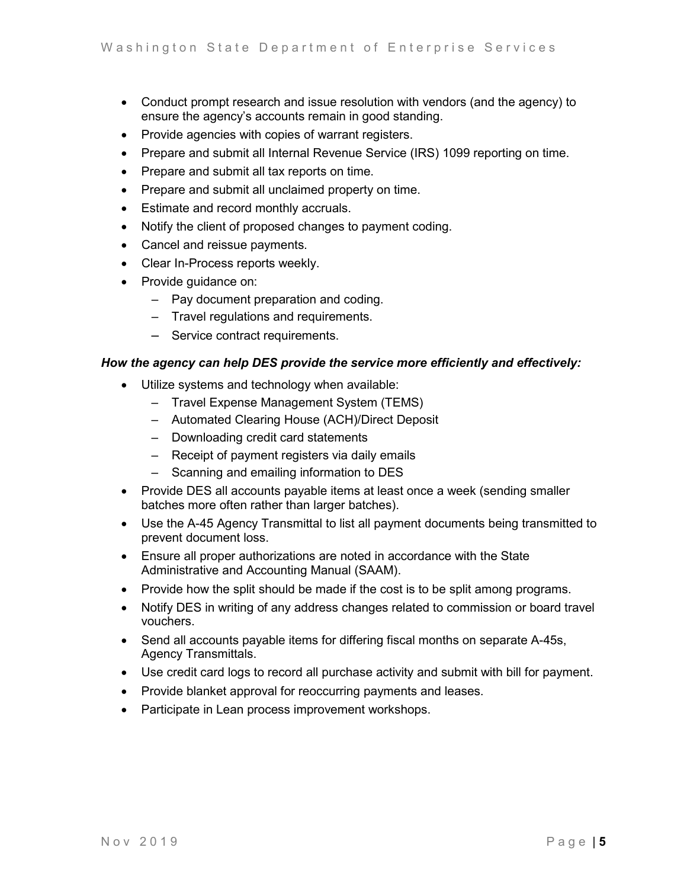- Conduct prompt research and issue resolution with vendors (and the agency) to ensure the agency's accounts remain in good standing.
- Provide agencies with copies of warrant registers.
- Prepare and submit all Internal Revenue Service (IRS) 1099 reporting on time.
- Prepare and submit all tax reports on time.
- Prepare and submit all unclaimed property on time.
- Estimate and record monthly accruals.
- Notify the client of proposed changes to payment coding.
- Cancel and reissue payments.
- Clear In-Process reports weekly.
- Provide guidance on:
  - Pay document preparation and coding.
  - Travel regulations and requirements.
  - Service contract requirements.

***How the agency can help DES provide the service more efficiently and effectively:***

- Utilize systems and technology when available:
  - Travel Expense Management System (TEMS)
  - Automated Clearing House (ACH)/Direct Deposit
  - Downloading credit card statements
  - Receipt of payment registers via daily emails
  - Scanning and emailing information to DES
- Provide DES all accounts payable items at least once a week (sending smaller batches more often rather than larger batches).
- Use the A-45 Agency Transmittal to list all payment documents being transmitted to prevent document loss.
- Ensure all proper authorizations are noted in accordance with the State Administrative and Accounting Manual (SAAM).
- Provide how the split should be made if the cost is to be split among programs.
- Notify DES in writing of any address changes related to commission or board travel vouchers.
- Send all accounts payable items for differing fiscal months on separate A-45s, Agency Transmittals.
- Use credit card logs to record all purchase activity and submit with bill for payment.
- Provide blanket approval for reoccurring payments and leases.
- Participate in Lean process improvement workshops.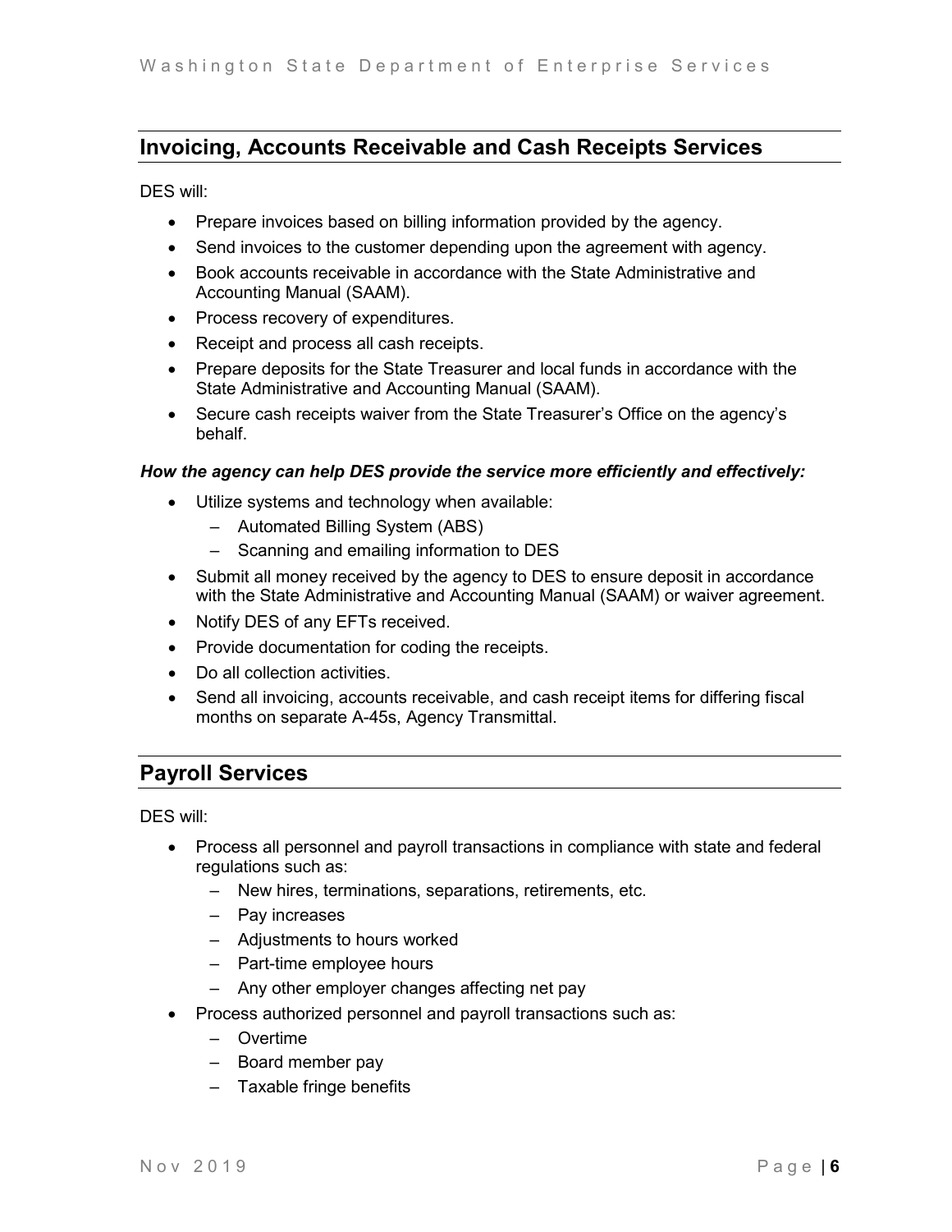## Invoicing, Accounts Receivable and Cash Receipts Services

DES will:

- Prepare invoices based on billing information provided by the agency.
- Send invoices to the customer depending upon the agreement with agency.
- Book accounts receivable in accordance with the State Administrative and Accounting Manual (SAAM).
- Process recovery of expenditures.
- Receipt and process all cash receipts.
- Prepare deposits for the State Treasurer and local funds in accordance with the State Administrative and Accounting Manual (SAAM).
- Secure cash receipts waiver from the State Treasurer's Office on the agency's behalf.

***How the agency can help DES provide the service more efficiently and effectively:***

- Utilize systems and technology when available:
  - Automated Billing System (ABS)
  - Scanning and emailing information to DES
- Submit all money received by the agency to DES to ensure deposit in accordance with the State Administrative and Accounting Manual (SAAM) or waiver agreement.
- Notify DES of any EFTs received.
- Provide documentation for coding the receipts.
- Do all collection activities.
- Send all invoicing, accounts receivable, and cash receipt items for differing fiscal months on separate A-45s, Agency Transmittal.

## Payroll Services

DES will:

- Process all personnel and payroll transactions in compliance with state and federal regulations such as:
  - New hires, terminations, separations, retirements, etc.
  - Pay increases
  - Adjustments to hours worked
  - Part-time employee hours
  - Any other employer changes affecting net pay
- Process authorized personnel and payroll transactions such as:
  - Overtime
  - Board member pay
  - Taxable fringe benefits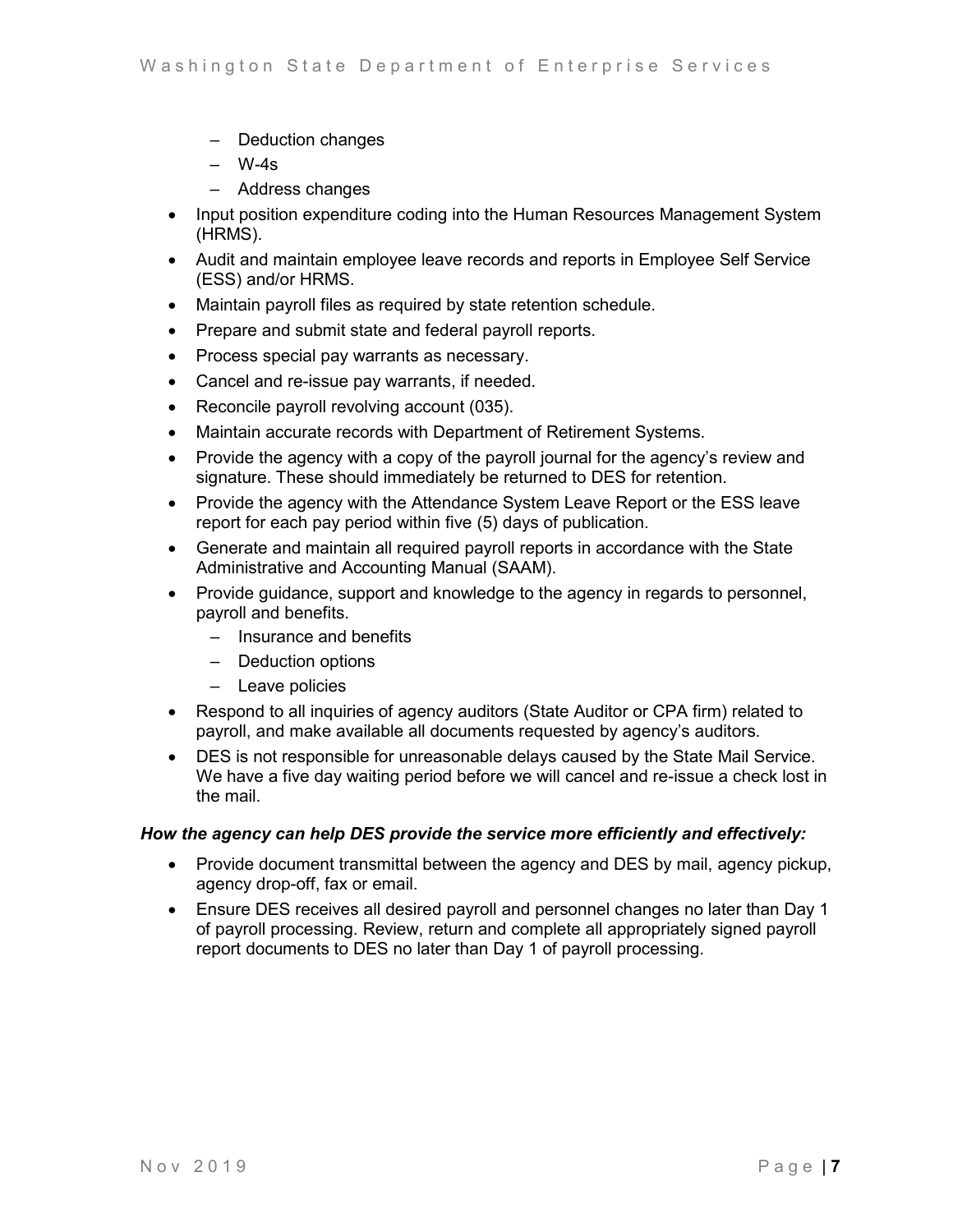- Deduction changes
  - W-4s
  - Address changes
- Input position expenditure coding into the Human Resources Management System (HRMS).
- Audit and maintain employee leave records and reports in Employee Self Service (ESS) and/or HRMS.
- Maintain payroll files as required by state retention schedule.
- Prepare and submit state and federal payroll reports.
- Process special pay warrants as necessary.
- Cancel and re-issue pay warrants, if needed.
- Reconcile payroll revolving account (035).
- Maintain accurate records with Department of Retirement Systems.
- Provide the agency with a copy of the payroll journal for the agency's review and signature. These should immediately be returned to DES for retention.
- Provide the agency with the Attendance System Leave Report or the ESS leave report for each pay period within five (5) days of publication.
- Generate and maintain all required payroll reports in accordance with the State Administrative and Accounting Manual (SAAM).
- Provide guidance, support and knowledge to the agency in regards to personnel, payroll and benefits.
  - Insurance and benefits
  - Deduction options
  - Leave policies
- Respond to all inquiries of agency auditors (State Auditor or CPA firm) related to payroll, and make available all documents requested by agency's auditors.
- DES is not responsible for unreasonable delays caused by the State Mail Service. We have a five day waiting period before we will cancel and re-issue a check lost in the mail.

***How the agency can help DES provide the service more efficiently and effectively:***

- Provide document transmittal between the agency and DES by mail, agency pickup, agency drop-off, fax or email.
- Ensure DES receives all desired payroll and personnel changes no later than Day 1 of payroll processing. Review, return and complete all appropriately signed payroll report documents to DES no later than Day 1 of payroll processing.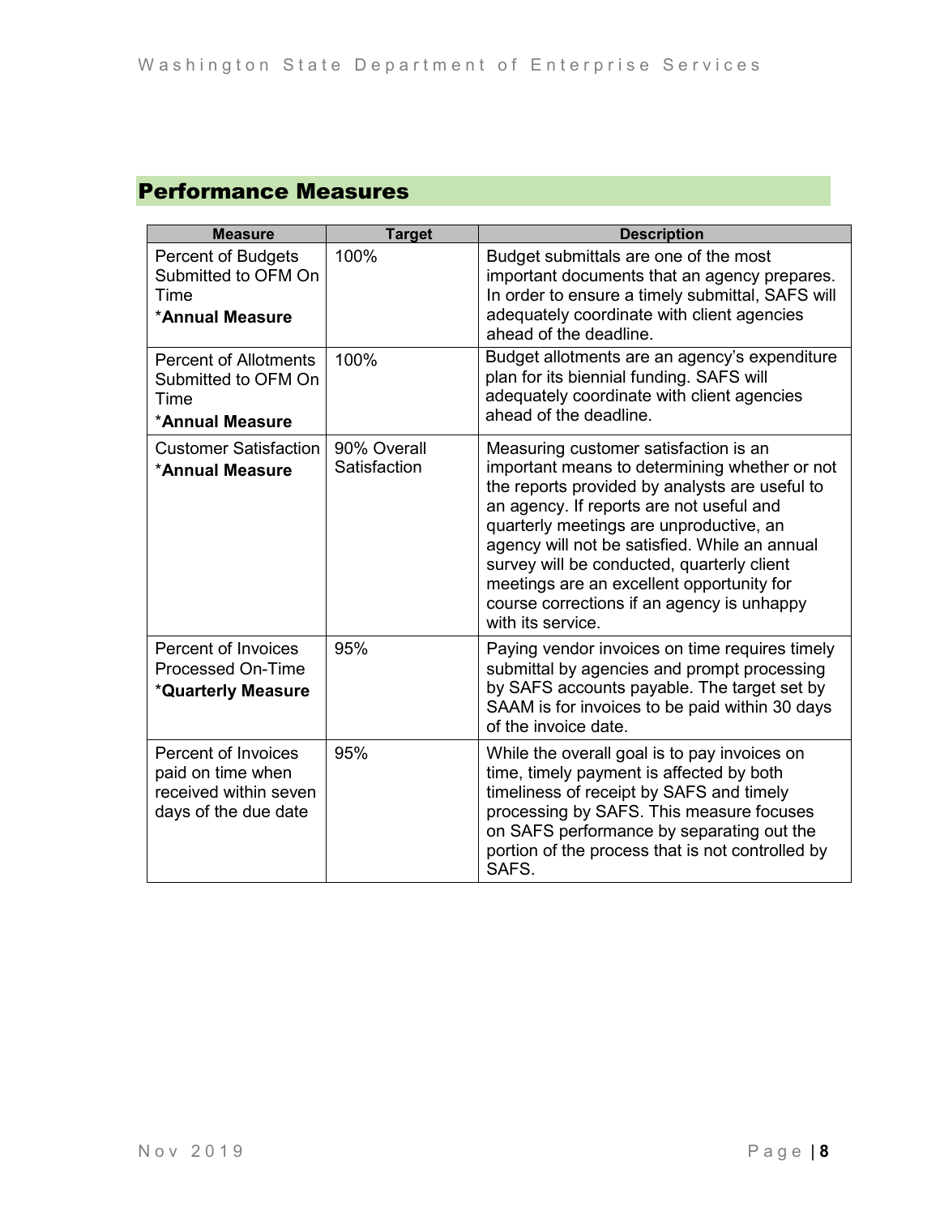## Performance Measures

| Measure | Target | Description |
| --- | --- | --- |
| Percent of Budgets Submitted to OFM On Time *<br>**Annual Measure** | 100% | Budget submittals are one of the most important documents that an agency prepares. In order to ensure a timely submittal, SAFS will adequately coordinate with client agencies ahead of the deadline. |
| Percent of Allotments Submitted to OFM On Time *<br>**Annual Measure** | 100% | Budget allotments are an agency's expenditure plan for its biennial funding. SAFS will adequately coordinate with client agencies ahead of the deadline. |
| Customer Satisfaction *<br>**Annual Measure** | 90% Overall Satisfaction | Measuring customer satisfaction is an important means to determining whether or not the reports provided by analysts are useful to an agency. If reports are not useful and quarterly meetings are unproductive, an agency will not be satisfied. While an annual survey will be conducted, quarterly client meetings are an excellent opportunity for course corrections if an agency is unhappy with its service. |
| Percent of Invoices Processed On-Time *<br>**Quarterly Measure** | 95% | Paying vendor invoices on time requires timely submittal by agencies and prompt processing by SAFS accounts payable. The target set by SAAM is for invoices to be paid within 30 days of the invoice date. |
| Percent of Invoices paid on time when received within seven days of the due date | 95% | While the overall goal is to pay invoices on time, timely payment is affected by both timeliness of receipt by SAFS and timely processing by SAFS. This measure focuses on SAFS performance by separating out the portion of the process that is not controlled by SAFS. |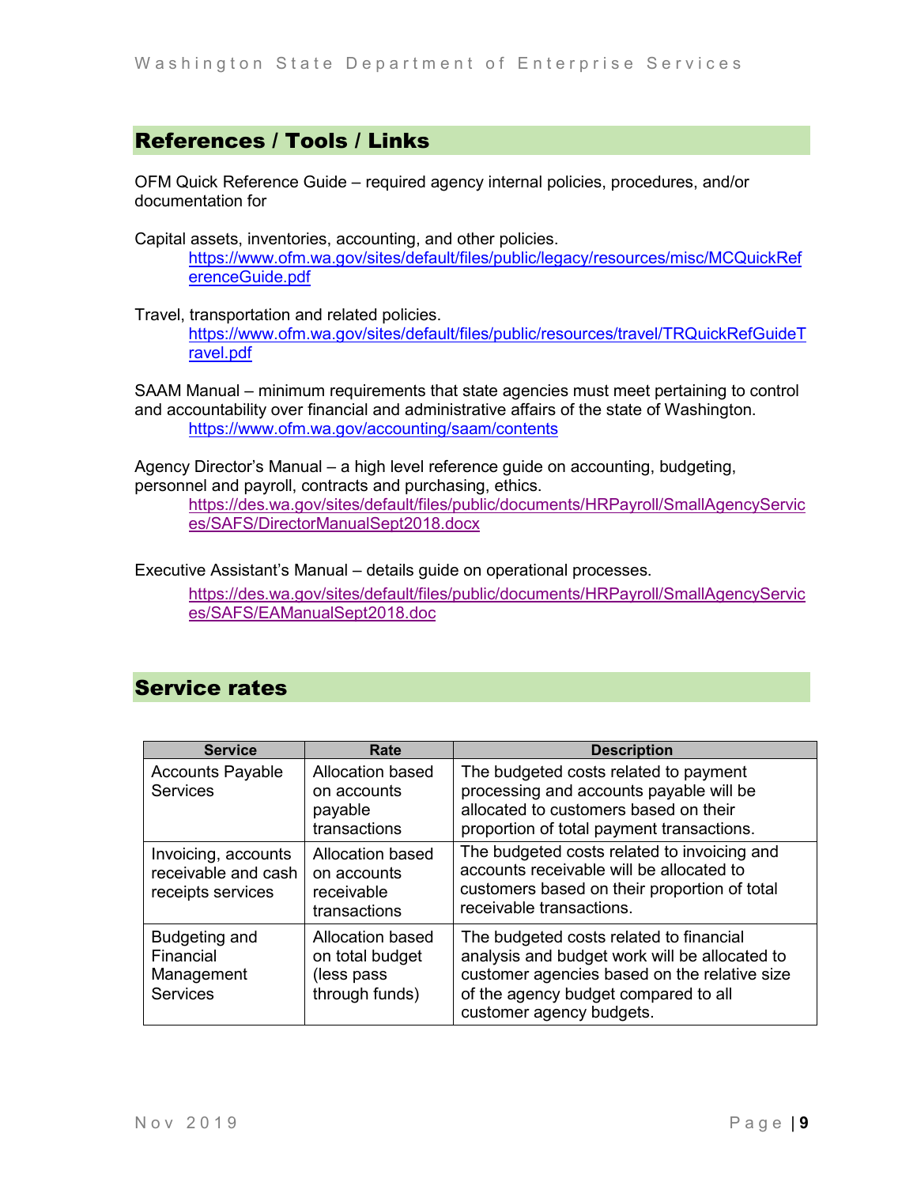## References / Tools / Links

OFM Quick Reference Guide – required agency internal policies, procedures, and/or documentation for

Capital assets, inventories, accounting, and other policies.
https://www.ofm.wa.gov/sites/default/files/public/legacy/resources/misc/MCQuickReferenceGuide.pdf

Travel, transportation and related policies.
https://www.ofm.wa.gov/sites/default/files/public/resources/travel/TRQuickRefGuideTravel.pdf

SAAM Manual – minimum requirements that state agencies must meet pertaining to control and accountability over financial and administrative affairs of the state of Washington.
https://www.ofm.wa.gov/accounting/saam/contents

Agency Director's Manual – a high level reference guide on accounting, budgeting, personnel and payroll, contracts and purchasing, ethics.
https://des.wa.gov/sites/default/files/public/documents/HRPayroll/SmallAgencyServices/SAFS/DirectorManualSept2018.docx

Executive Assistant's Manual – details guide on operational processes.
https://des.wa.gov/sites/default/files/public/documents/HRPayroll/SmallAgencyServices/SAFS/EAManualSept2018.doc

## Service rates

| Service | Rate | Description |
|---|---|---|
| Accounts Payable Services | Allocation based on accounts payable transactions | The budgeted costs related to payment processing and accounts payable will be allocated to customers based on their proportion of total payment transactions. |
| Invoicing, accounts receivable and cash receipts services | Allocation based on accounts receivable transactions | The budgeted costs related to invoicing and accounts receivable will be allocated to customers based on their proportion of total receivable transactions. |
| Budgeting and Financial Management Services | Allocation based on total budget (less pass through funds) | The budgeted costs related to financial analysis and budget work will be allocated to customer agencies based on the relative size of the agency budget compared to all customer agency budgets. |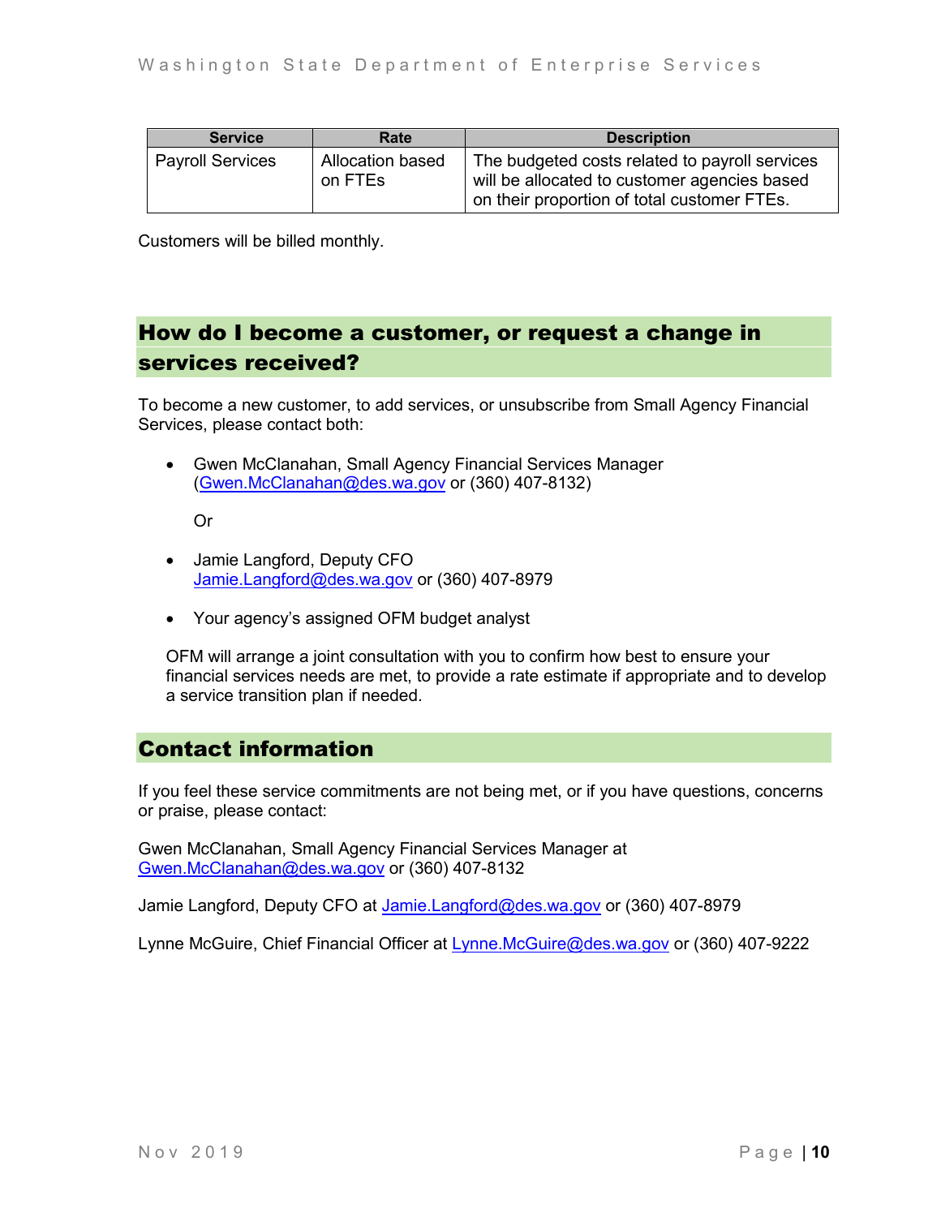| Service | Rate | Description |
|---|---|---|
| Payroll Services | Allocation based on FTEs | The budgeted costs related to payroll services will be allocated to customer agencies based on their proportion of total customer FTEs. |

Customers will be billed monthly.

## How do I become a customer, or request a change in services received?

To become a new customer, to add services, or unsubscribe from Small Agency Financial Services, please contact both:

- Gwen McClanahan, Small Agency Financial Services Manager (Gwen.McClanahan@des.wa.gov or (360) 407-8132)

  Or

- Jamie Langford, Deputy CFO Jamie.Langford@des.wa.gov or (360) 407-8979

- Your agency's assigned OFM budget analyst

OFM will arrange a joint consultation with you to confirm how best to ensure your financial services needs are met, to provide a rate estimate if appropriate and to develop a service transition plan if needed.

## Contact information

If you feel these service commitments are not being met, or if you have questions, concerns or praise, please contact:

Gwen McClanahan, Small Agency Financial Services Manager at Gwen.McClanahan@des.wa.gov or (360) 407-8132

Jamie Langford, Deputy CFO at Jamie.Langford@des.wa.gov or (360) 407-8979

Lynne McGuire, Chief Financial Officer at Lynne.McGuire@des.wa.gov or (360) 407-9222